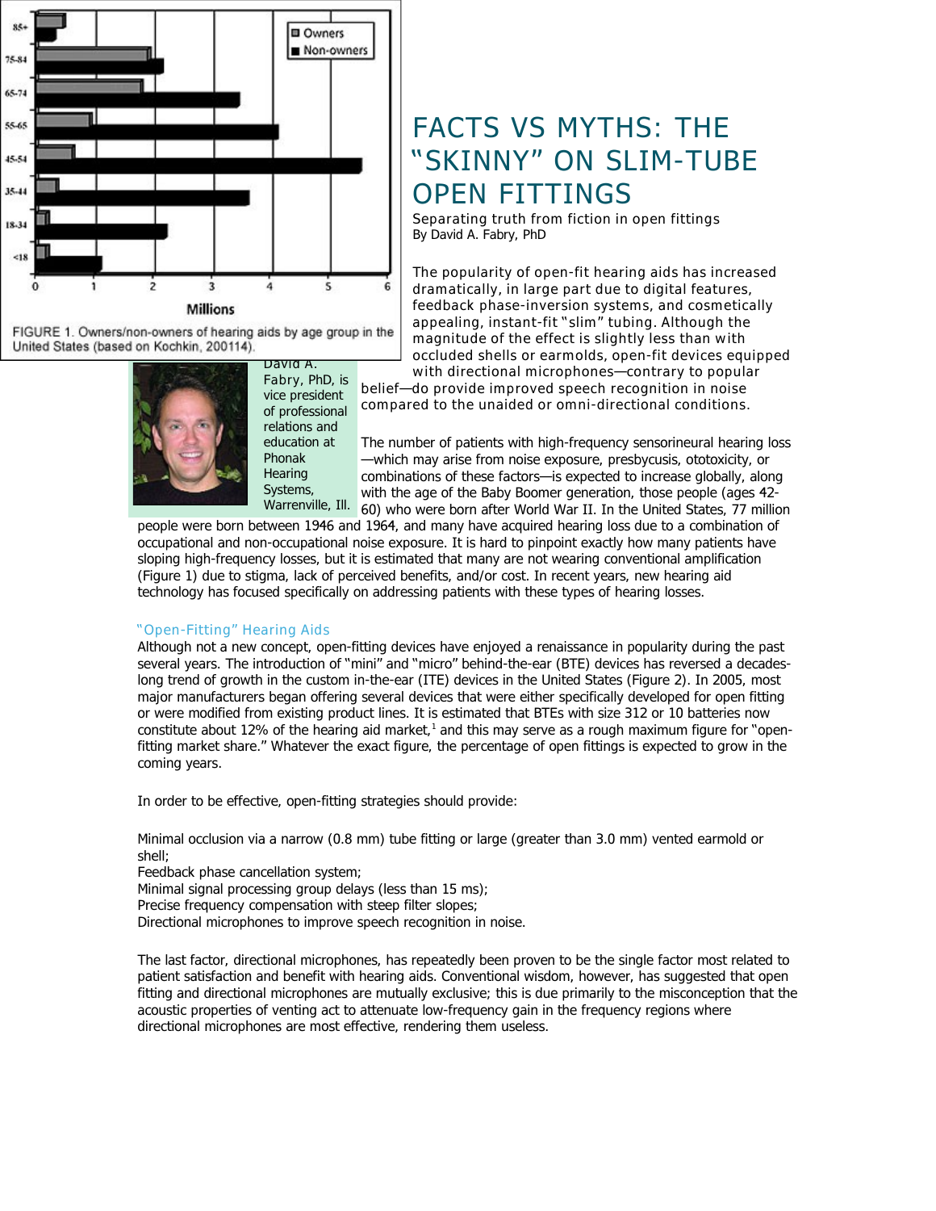FIGURE 1. Owners/non-owners of hearing aids by age group in the United States (based on Kochkin, 200114).

# FACTS VS MYTHS: THE "SKINNY" ON SLIM-TUBE OPEN FITTINGS

Separating truth from fiction in open fittings

By David A. Fabry, PhD

The popularity of open-fit hearing aids has increased dramatically, in large part due to digital features, feedback phase-inversion systems, and cosmetically appealing, instant-fit "slim" tubing. Although the magnitude of the effect is slightly less than with occluded shells or earmolds, open-fit devices equipped with directional microphones—contrary to popular belief—do provide improved speech recognition in noise compared to the unaided or omni-directional conditions.

David A. Fabry, PhD, is vice president of professional relations and education at Phonak Hearing Systems, Warrenville, Ill.

The number of patients with high-frequency sensorineural hearing loss—which may arise from noise exposure, presbycusis, ototoxicity, or combinations of these factors—is expected to increase globally, along with the age of the Baby Boomer generation, those people (ages 42-60) who were born after World War II. In the United States, 77 million people were born between 1946 and 1964, and many have acquired hearing loss due to a combination of occupational and non-occupational noise exposure. It is hard to pinpoint exactly how many patients have sloping high-frequency losses, but it is estimated that many are not wearing conventional amplification (Figure 1) due to stigma, lack of perceived benefits, and/or cost. In recent years, new hearing aid technology has focused specifically on addressing patients with these types of hearing losses.

## "Open-Fitting" Hearing Aids

Although not a new concept, open-fitting devices have enjoyed a renaissance in popularity during the past several years. The introduction of "mini" and "micro" behind-the-ear (BTE) devices has reversed a decades-long trend of growth in the custom in-the-ear (ITE) devices in the United States (Figure 2). In 2005, most major manufacturers began offering several devices that were either specifically developed for open fitting or were modified from existing product lines. It is estimated that BTEs with size 312 or 10 batteries now constitute about 12% of the hearing aid market,[1] and this may serve as a rough maximum figure for "open-fitting market share." Whatever the exact figure, the percentage of open fittings is expected to grow in the coming years.

In order to be effective, open-fitting strategies should provide:

Minimal occlusion via a narrow (0.8 mm) tube fitting or large (greater than 3.0 mm) vented earmold or shell;
Feedback phase cancellation system;
Minimal signal processing group delays (less than 15 ms);
Precise frequency compensation with steep filter slopes;
Directional microphones to improve speech recognition in noise.

The last factor, directional microphones, has repeatedly been proven to be the single factor most related to patient satisfaction and benefit with hearing aids. Conventional wisdom, however, has suggested that open fitting and directional microphones are mutually exclusive; this is due primarily to the misconception that the acoustic properties of venting act to attenuate low-frequency gain in the frequency regions where directional microphones are most effective, rendering them useless.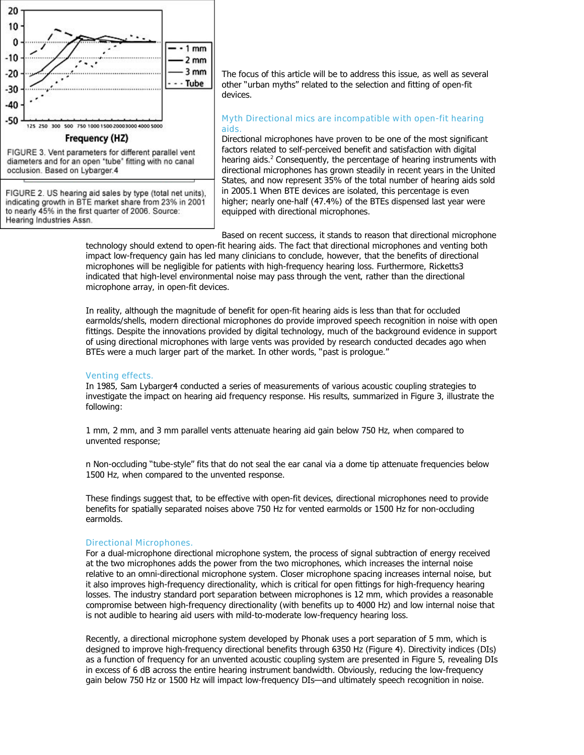FIGURE 3. Vent parameters for different parallel vent diameters and for an open "tube" fitting with no canal occlusion. Based on Lybarger.4

FIGURE 2. US hearing aid sales by type (total net units), indicating growth in BTE market share from 23% in 2001 to nearly 45% in the first quarter of 2006. Source: Hearing Industries Assn.

The focus of this article will be to address this issue, as well as several other "urban myths" related to the selection and fitting of open-fit devices.

## Myth Directional mics are incompatible with open-fit hearing aids.

Directional microphones have proven to be one of the most significant factors related to self-perceived benefit and satisfaction with digital hearing aids.[2] Consequently, the percentage of hearing instruments with directional microphones has grown steadily in recent years in the United States, and now represent 35% of the total number of hearing aids sold in 2005.1 When BTE devices are isolated, this percentage is even higher; nearly one-half (47.4%) of the BTEs dispensed last year were equipped with directional microphones.

Based on recent success, it stands to reason that directional microphone technology should extend to open-fit hearing aids. The fact that directional microphones and venting both impact low-frequency gain has led many clinicians to conclude, however, that the benefits of directional microphones will be negligible for patients with high-frequency hearing loss. Furthermore, Ricketts3 indicated that high-level environmental noise may pass through the vent, rather than the directional microphone array, in open-fit devices.

In reality, although the magnitude of benefit for open-fit hearing aids is less than that for occluded earmolds/shells, modern directional microphones do provide improved speech recognition in noise with open fittings. Despite the innovations provided by digital technology, much of the background evidence in support of using directional microphones with large vents was provided by research conducted decades ago when BTEs were a much larger part of the market. In other words, "past is prologue."

## Venting effects.

In 1985, Sam Lybarger4 conducted a series of measurements of various acoustic coupling strategies to investigate the impact on hearing aid frequency response. His results, summarized in Figure 3, illustrate the following:

1 mm, 2 mm, and 3 mm parallel vents attenuate hearing aid gain below 750 Hz, when compared to unvented response;

n Non-occluding "tube-style" fits that do not seal the ear canal via a dome tip attenuate frequencies below 1500 Hz, when compared to the unvented response.

These findings suggest that, to be effective with open-fit devices, directional microphones need to provide benefits for spatially separated noises above 750 Hz for vented earmolds or 1500 Hz for non-occluding earmolds.

## Directional Microphones.

For a dual-microphone directional microphone system, the process of signal subtraction of energy received at the two microphones adds the power from the two microphones, which increases the internal noise relative to an omni-directional microphone system. Closer microphone spacing increases internal noise, but it also improves high-frequency directionality, which is critical for open fittings for high-frequency hearing losses. The industry standard port separation between microphones is 12 mm, which provides a reasonable compromise between high-frequency directionality (with benefits up to 4000 Hz) and low internal noise that is not audible to hearing aid users with mild-to-moderate low-frequency hearing loss.

Recently, a directional microphone system developed by Phonak uses a port separation of 5 mm, which is designed to improve high-frequency directional benefits through 6350 Hz (Figure 4). Directivity indices (DIs) as a function of frequency for an unvented acoustic coupling system are presented in Figure 5, revealing DIs in excess of 6 dB across the entire hearing instrument bandwidth. Obviously, reducing the low-frequency gain below 750 Hz or 1500 Hz will impact low-frequency DIs—and ultimately speech recognition in noise.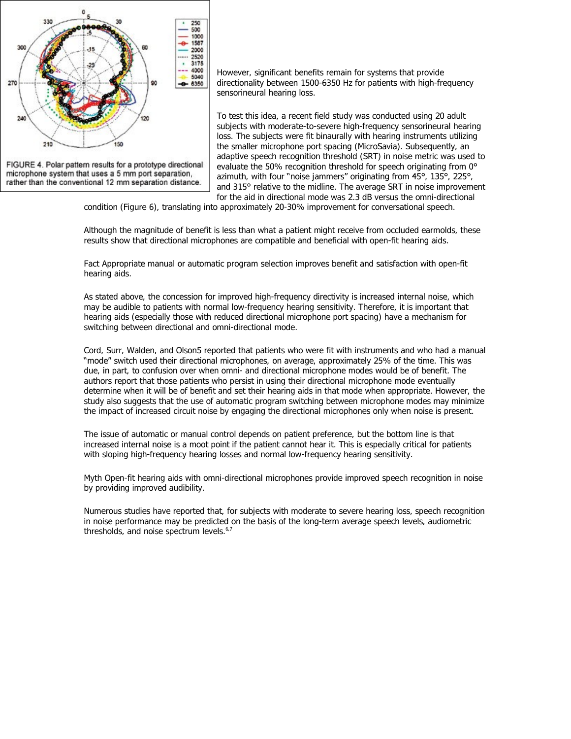FIGURE 4. Polar pattern results for a prototype directional microphone system that uses a 5 mm port separation, rather than the conventional 12 mm separation distance.

However, significant benefits remain for systems that provide directionality between 1500-6350 Hz for patients with high-frequency sensorineural hearing loss.

To test this idea, a recent field study was conducted using 20 adult subjects with moderate-to-severe high-frequency sensorineural hearing loss. The subjects were fit binaurally with hearing instruments utilizing the smaller microphone port spacing (MicroSavia). Subsequently, an adaptive speech recognition threshold (SRT) in noise metric was used to evaluate the 50% recognition threshold for speech originating from 0° azimuth, with four "noise jammers" originating from 45°, 135°, 225°, and 315° relative to the midline. The average SRT in noise improvement for the aid in directional mode was 2.3 dB versus the omni-directional condition (Figure 6), translating into approximately 20-30% improvement for conversational speech.

Although the magnitude of benefit is less than what a patient might receive from occluded earmolds, these results show that directional microphones are compatible and beneficial with open-fit hearing aids.

Fact Appropriate manual or automatic program selection improves benefit and satisfaction with open-fit hearing aids.

As stated above, the concession for improved high-frequency directivity is increased internal noise, which may be audible to patients with normal low-frequency hearing sensitivity. Therefore, it is important that hearing aids (especially those with reduced directional microphone port spacing) have a mechanism for switching between directional and omni-directional mode.

Cord, Surr, Walden, and Olson5 reported that patients who were fit with instruments and who had a manual "mode" switch used their directional microphones, on average, approximately 25% of the time. This was due, in part, to confusion over when omni- and directional microphone modes would be of benefit. The authors report that those patients who persist in using their directional microphone mode eventually determine when it will be of benefit and set their hearing aids in that mode when appropriate. However, the study also suggests that the use of automatic program switching between microphone modes may minimize the impact of increased circuit noise by engaging the directional microphones only when noise is present.

The issue of automatic or manual control depends on patient preference, but the bottom line is that increased internal noise is a moot point if the patient cannot hear it. This is especially critical for patients with sloping high-frequency hearing losses and normal low-frequency hearing sensitivity.

Myth Open-fit hearing aids with omni-directional microphones provide improved speech recognition in noise by providing improved audibility.

Numerous studies have reported that, for subjects with moderate to severe hearing loss, speech recognition in noise performance may be predicted on the basis of the long-term average speech levels, audiometric thresholds, and noise spectrum levels.[6,7]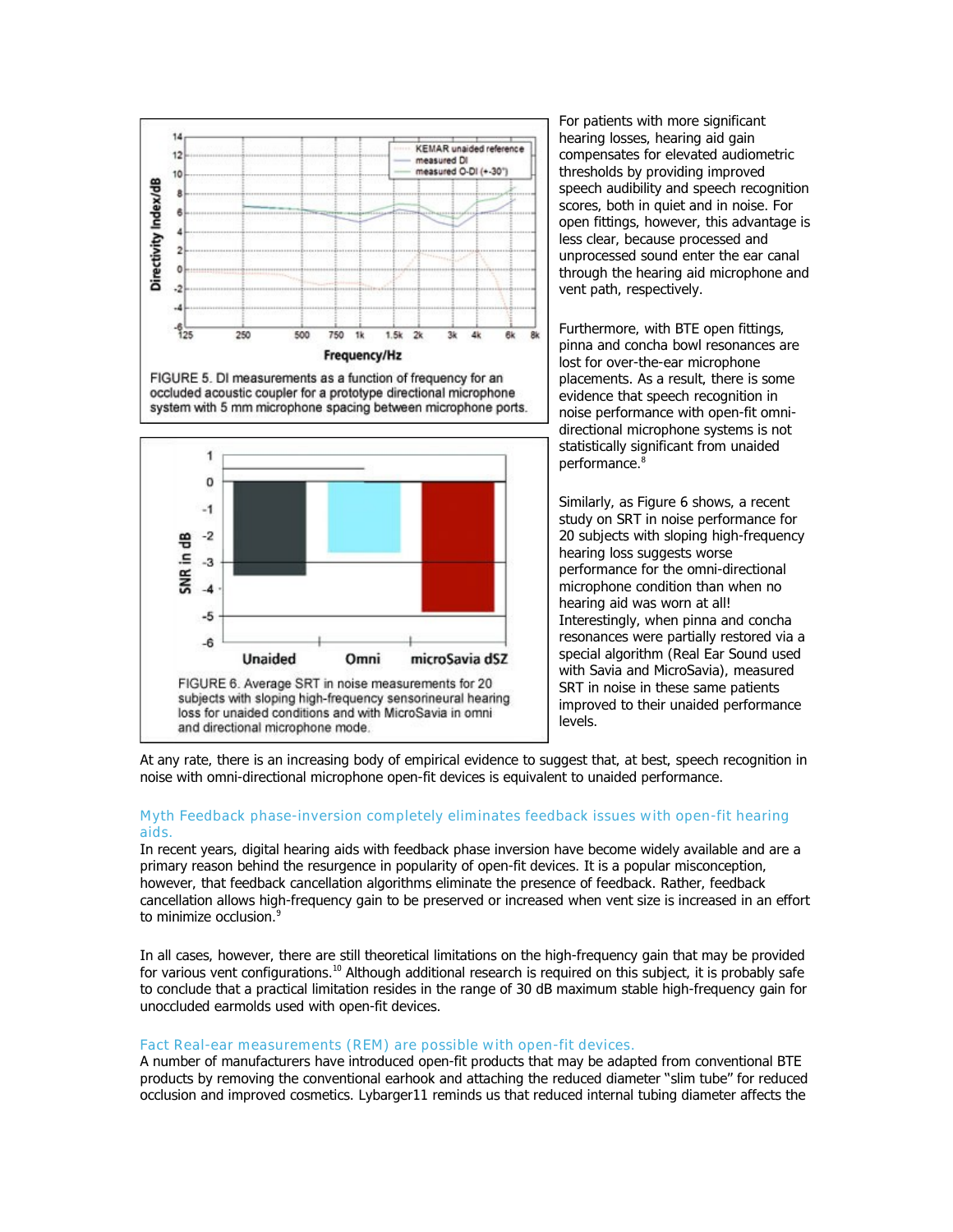FIGURE 5. DI measurements as a function of frequency for an occluded acoustic coupler for a prototype directional microphone system with 5 mm microphone spacing between microphone ports.

FIGURE 6. Average SRT in noise measurements for 20 subjects with sloping high-frequency sensorineural hearing loss for unaided conditions and with MicroSavia in omni and directional microphone mode.

For patients with more significant hearing losses, hearing aid gain compensates for elevated audiometric thresholds by providing improved speech audibility and speech recognition scores, both in quiet and in noise. For open fittings, however, this advantage is less clear, because processed and unprocessed sound enter the ear canal through the hearing aid microphone and vent path, respectively.

Furthermore, with BTE open fittings, pinna and concha bowl resonances are lost for over-the-ear microphone placements. As a result, there is some evidence that speech recognition in noise performance with open-fit omni-directional microphone systems is not statistically significant from unaided performance.[8]

Similarly, as Figure 6 shows, a recent study on SRT in noise performance for 20 subjects with sloping high-frequency hearing loss suggests worse performance for the omni-directional microphone condition than when no hearing aid was worn at all! Interestingly, when pinna and concha resonances were partially restored via a special algorithm (Real Ear Sound used with Savia and MicroSavia), measured SRT in noise in these same patients improved to their unaided performance levels.

At any rate, there is an increasing body of empirical evidence to suggest that, at best, speech recognition in noise with omni-directional microphone open-fit devices is equivalent to unaided performance.

### Myth Feedback phase-inversion completely eliminates feedback issues with open-fit hearing aids.

In recent years, digital hearing aids with feedback phase inversion have become widely available and are a primary reason behind the resurgence in popularity of open-fit devices. It is a popular misconception, however, that feedback cancellation algorithms eliminate the presence of feedback. Rather, feedback cancellation allows high-frequency gain to be preserved or increased when vent size is increased in an effort to minimize occlusion.[9]

In all cases, however, there are still theoretical limitations on the high-frequency gain that may be provided for various vent configurations.[10] Although additional research is required on this subject, it is probably safe to conclude that a practical limitation resides in the range of 30 dB maximum stable high-frequency gain for unoccluded earmolds used with open-fit devices.

### Fact Real-ear measurements (REM) are possible with open-fit devices.

A number of manufacturers have introduced open-fit products that may be adapted from conventional BTE products by removing the conventional earhook and attaching the reduced diameter "slim tube" for reduced occlusion and improved cosmetics. Lybarger11 reminds us that reduced internal tubing diameter affects the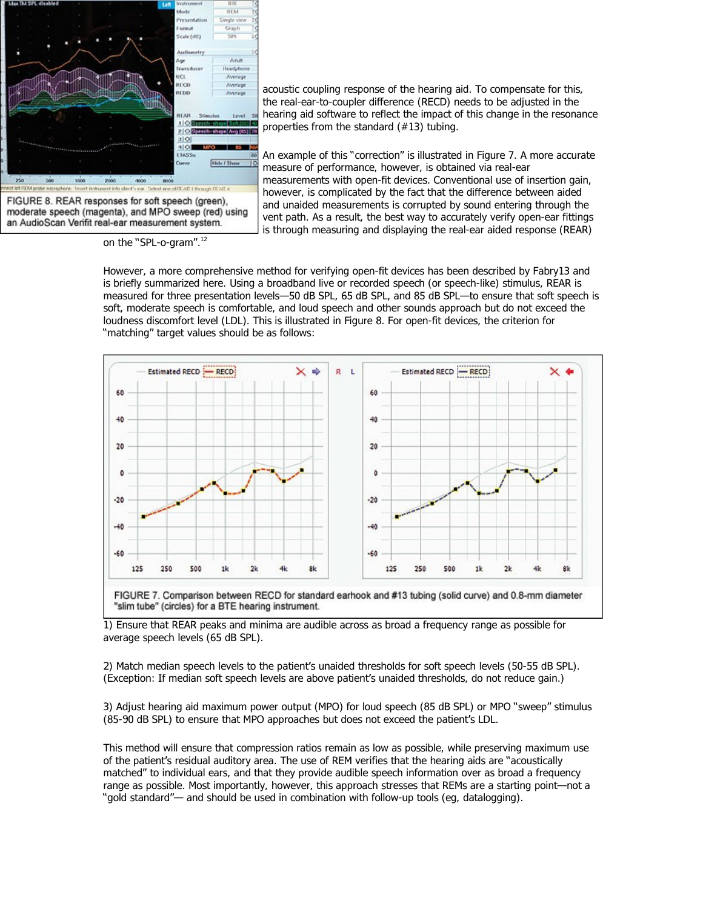FIGURE 8. REAR responses for soft speech (green), moderate speech (magenta), and MPO sweep (red) using an AudioScan Verifit real-ear measurement system.

acoustic coupling response of the hearing aid. To compensate for this, the real-ear-to-coupler difference (RECD) needs to be adjusted in the hearing aid software to reflect the impact of this change in the resonance properties from the standard (#13) tubing.

An example of this "correction" is illustrated in Figure 7. A more accurate measure of performance, however, is obtained via real-ear measurements with open-fit devices. Conventional use of insertion gain, however, is complicated by the fact that the difference between aided and unaided measurements is corrupted by sound entering through the vent path. As a result, the best way to accurately verify open-ear fittings is through measuring and displaying the real-ear aided response (REAR) on the "SPL-o-gram".[12]

However, a more comprehensive method for verifying open-fit devices has been described by Fabry13 and is briefly summarized here. Using a broadband live or recorded speech (or speech-like) stimulus, REAR is measured for three presentation levels—50 dB SPL, 65 dB SPL, and 85 dB SPL—to ensure that soft speech is soft, moderate speech is comfortable, and loud speech and other sounds approach but do not exceed the loudness discomfort level (LDL). This is illustrated in Figure 8. For open-fit devices, the criterion for "matching" target values should be as follows:

FIGURE 7. Comparison between RECD for standard earhook and #13 tubing (solid curve) and 0.8-mm diameter "slim tube" (circles) for a BTE hearing instrument.

1) Ensure that REAR peaks and minima are audible across as broad a frequency range as possible for average speech levels (65 dB SPL).

2) Match median speech levels to the patient's unaided thresholds for soft speech levels (50-55 dB SPL). (Exception: If median soft speech levels are above patient's unaided thresholds, do not reduce gain.)

3) Adjust hearing aid maximum power output (MPO) for loud speech (85 dB SPL) or MPO "sweep" stimulus (85-90 dB SPL) to ensure that MPO approaches but does not exceed the patient's LDL.

This method will ensure that compression ratios remain as low as possible, while preserving maximum use of the patient's residual auditory area. The use of REM verifies that the hearing aids are "acoustically matched" to individual ears, and that they provide audible speech information over as broad a frequency range as possible. Most importantly, however, this approach stresses that REMs are a starting point—not a "gold standard"— and should be used in combination with follow-up tools (eg, datalogging).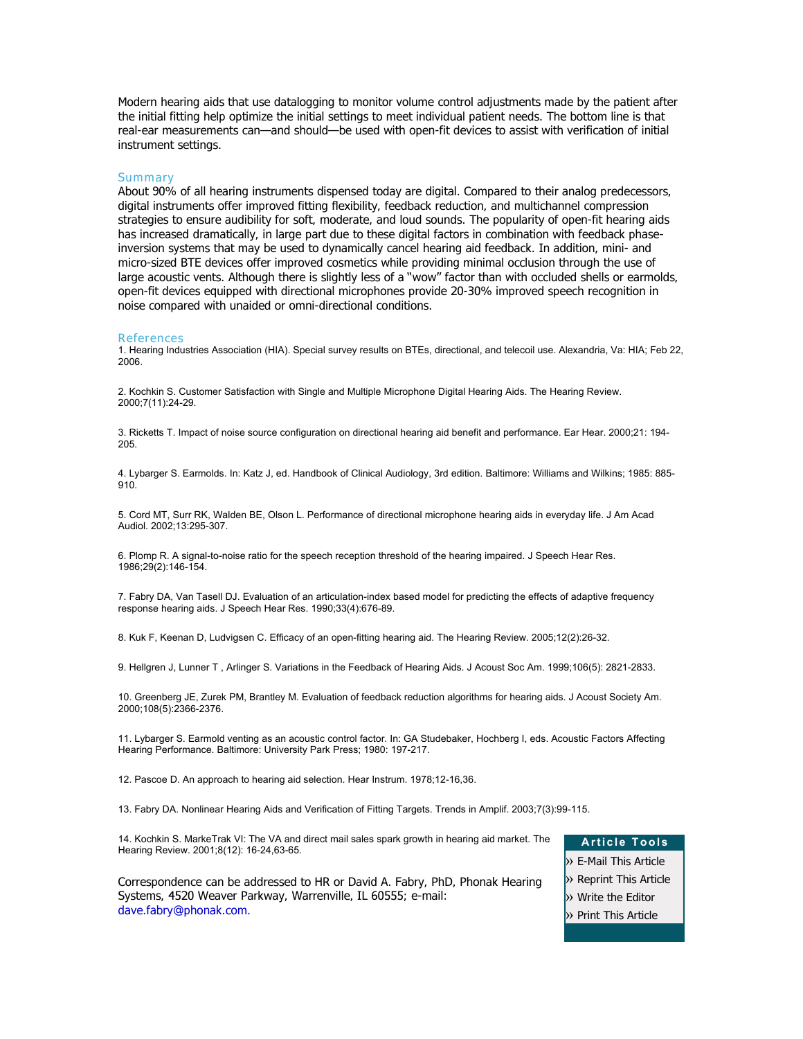Modern hearing aids that use datalogging to monitor volume control adjustments made by the patient after the initial fitting help optimize the initial settings to meet individual patient needs. The bottom line is that real-ear measurements can—and should—be used with open-fit devices to assist with verification of initial instrument settings.

## Summary

About 90% of all hearing instruments dispensed today are digital. Compared to their analog predecessors, digital instruments offer improved fitting flexibility, feedback reduction, and multichannel compression strategies to ensure audibility for soft, moderate, and loud sounds. The popularity of open-fit hearing aids has increased dramatically, in large part due to these digital factors in combination with feedback phase-inversion systems that may be used to dynamically cancel hearing aid feedback. In addition, mini- and micro-sized BTE devices offer improved cosmetics while providing minimal occlusion through the use of large acoustic vents. Although there is slightly less of a "wow" factor than with occluded shells or earmolds, open-fit devices equipped with directional microphones provide 20-30% improved speech recognition in noise compared with unaided or omni-directional conditions.

## References

1. Hearing Industries Association (HIA). Special survey results on BTEs, directional, and telecoil use. Alexandria, Va: HIA; Feb 22, 2006.

2. Kochkin S. Customer Satisfaction with Single and Multiple Microphone Digital Hearing Aids. The Hearing Review. 2000;7(11):24-29.

3. Ricketts T. Impact of noise source configuration on directional hearing aid benefit and performance. Ear Hear. 2000;21: 194-205.

4. Lybarger S. Earmolds. In: Katz J, ed. Handbook of Clinical Audiology, 3rd edition. Baltimore: Williams and Wilkins; 1985: 885-910.

5. Cord MT, Surr RK, Walden BE, Olson L. Performance of directional microphone hearing aids in everyday life. J Am Acad Audiol. 2002;13:295-307.

6. Plomp R. A signal-to-noise ratio for the speech reception threshold of the hearing impaired. J Speech Hear Res. 1986;29(2):146-154.

7. Fabry DA, Van Tasell DJ. Evaluation of an articulation-index based model for predicting the effects of adaptive frequency response hearing aids. J Speech Hear Res. 1990;33(4):676-89.

8. Kuk F, Keenan D, Ludvigsen C. Efficacy of an open-fitting hearing aid. The Hearing Review. 2005;12(2):26-32.

9. Hellgren J, Lunner T , Arlinger S. Variations in the Feedback of Hearing Aids. J Acoust Soc Am. 1999;106(5): 2821-2833.

10. Greenberg JE, Zurek PM, Brantley M. Evaluation of feedback reduction algorithms for hearing aids. J Acoust Society Am. 2000;108(5):2366-2376.

11. Lybarger S. Earmold venting as an acoustic control factor. In: GA Studebaker, Hochberg I, eds. Acoustic Factors Affecting Hearing Performance. Baltimore: University Park Press; 1980: 197-217.

12. Pascoe D. An approach to hearing aid selection. Hear Instrum. 1978;12-16,36.

13. Fabry DA. Nonlinear Hearing Aids and Verification of Fitting Targets. Trends in Amplif. 2003;7(3):99-115.

14. Kochkin S. MarkeTrak VI: The VA and direct mail sales spark growth in hearing aid market. The Hearing Review. 2001;8(12): 16-24,63-65.

Correspondence can be addressed to HR or David A. Fabry, PhD, Phonak Hearing Systems, 4520 Weaver Parkway, Warrenville, IL 60555; e-mail: dave.fabry@phonak.com.

**Article Tools**

- E-Mail This Article
- Reprint This Article
- Write the Editor
- Print This Article